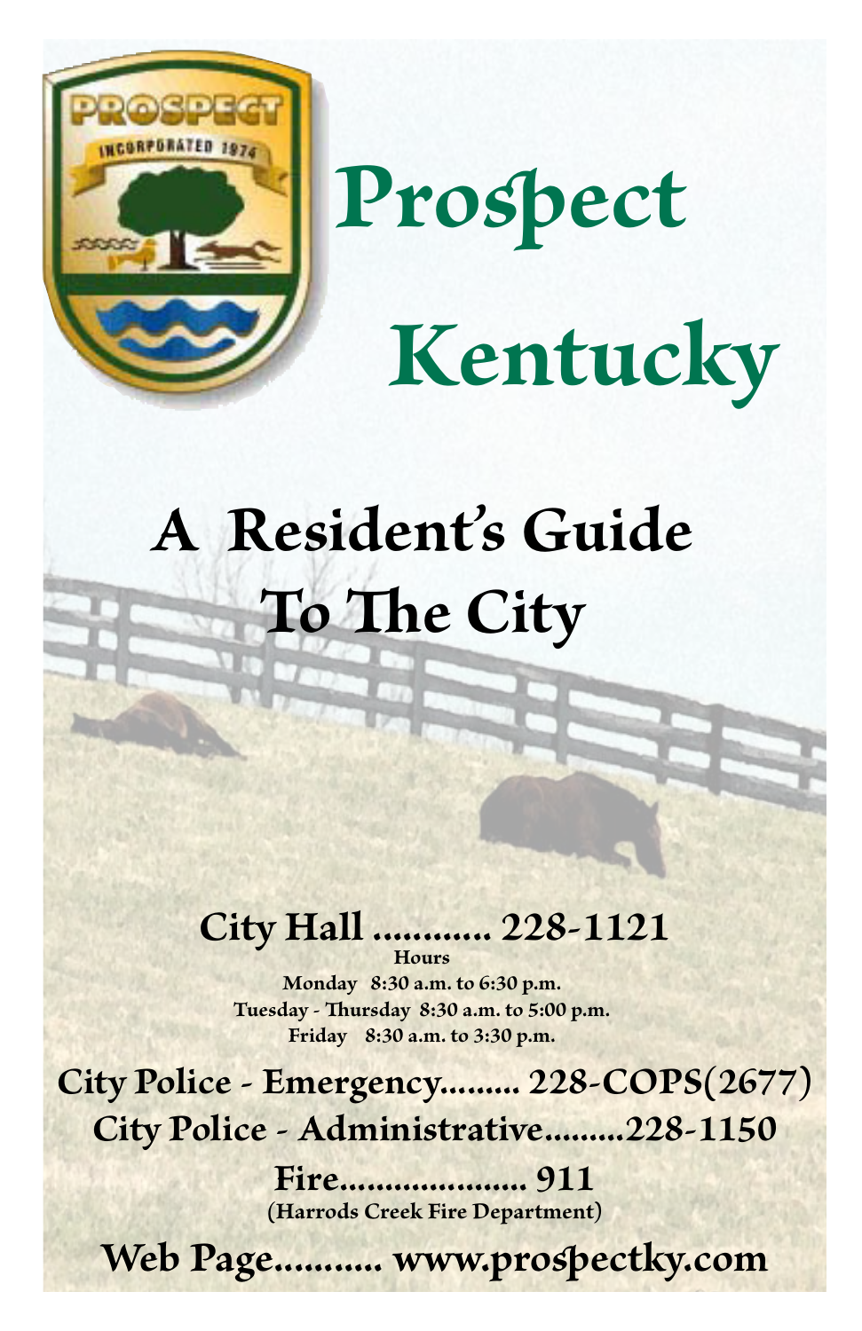PROSPECT
INCORPORATED 1974

# Prospect Kentucky

## A Resident's Guide To The City

**City Hall ............ 228-1121**

**Hours**

**Monday 8:30 a.m. to 6:30 p.m.**
**Tuesday - Thursday 8:30 a.m. to 5:00 p.m.**
**Friday 8:30 a.m. to 3:30 p.m.**

**City Police - Emergency......... 228-COPS(2677)**

**City Police - Administrative.........228-1150**

**Fire..................... 911**
**(Harrods Creek Fire Department)**

**Web Page........... www.prospectky.com**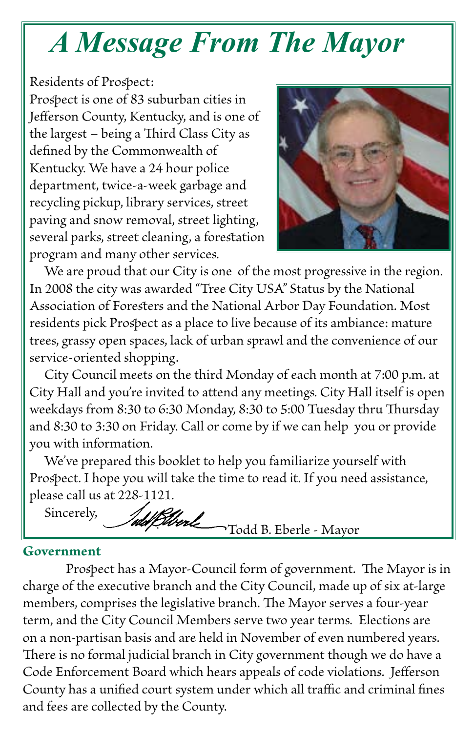# *A Message From The Mayor*

Residents of Prospect:

Prospect is one of 83 suburban cities in Jefferson County, Kentucky, and is one of the largest – being a Third Class City as defined by the Commonwealth of Kentucky. We have a 24 hour police department, twice-a-week garbage and recycling pickup, library services, street paving and snow removal, street lighting, several parks, street cleaning, a forestation program and many other services.

We are proud that our City is one of the most progressive in the region. In 2008 the city was awarded "Tree City USA" Status by the National Association of Foresters and the National Arbor Day Foundation. Most residents pick Prospect as a place to live because of its ambiance: mature trees, grassy open spaces, lack of urban sprawl and the convenience of our service-oriented shopping.

City Council meets on the third Monday of each month at 7:00 p.m. at City Hall and you're invited to attend any meetings. City Hall itself is open weekdays from 8:30 to 6:30 Monday, 8:30 to 5:00 Tuesday thru Thursday and 8:30 to 3:30 on Friday. Call or come by if we can help you or provide you with information.

We've prepared this booklet to help you familiarize yourself with Prospect. I hope you will take the time to read it. If you need assistance, please call us at 228-1121.

Sincerely,

Todd B. Eberle - Mayor

**Government**

Prospect has a Mayor-Council form of government. The Mayor is in charge of the executive branch and the City Council, made up of six at-large members, comprises the legislative branch. The Mayor serves a four-year term, and the City Council Members serve two year terms. Elections are on a non-partisan basis and are held in November of even numbered years. There is no formal judicial branch in City government though we do have a Code Enforcement Board which hears appeals of code violations. Jefferson County has a unified court system under which all traffic and criminal fines and fees are collected by the County.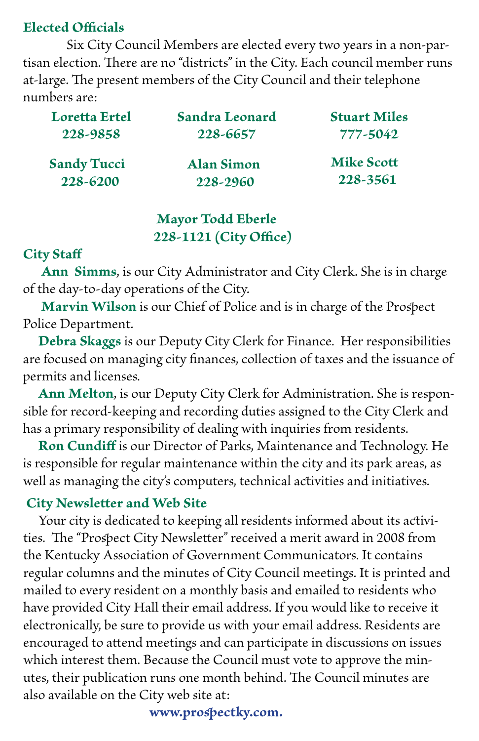## Elected Officials

Six City Council Members are elected every two years in a non-partisan election. There are no "districts" in the City. Each council member runs at-large. The present members of the City Council and their telephone numbers are:

**Loretta Ertel**
**228-9858**

**Sandra Leonard**
**228-6657**

**Stuart Miles**
**777-5042**

**Sandy Tucci**
**228-6200**

**Alan Simon**
**228-2960**

**Mike Scott**
**228-3561**

**Mayor Todd Eberle**
**228-1121 (City Office)**

## City Staff

**Ann Simms**, is our City Administrator and City Clerk. She is in charge of the day-to-day operations of the City.

**Marvin Wilson** is our Chief of Police and is in charge of the Prospect Police Department.

**Debra Skaggs** is our Deputy City Clerk for Finance. Her responsibilities are focused on managing city finances, collection of taxes and the issuance of permits and licenses.

**Ann Melton**, is our Deputy City Clerk for Administration. She is responsible for record-keeping and recording duties assigned to the City Clerk and has a primary responsibility of dealing with inquiries from residents.

**Ron Cundiff** is our Director of Parks, Maintenance and Technology. He is responsible for regular maintenance within the city and its park areas, as well as managing the city's computers, technical activities and initiatives.

## City Newsletter and Web Site

Your city is dedicated to keeping all residents informed about its activities. The "Prospect City Newsletter" received a merit award in 2008 from the Kentucky Association of Government Communicators. It contains regular columns and the minutes of City Council meetings. It is printed and mailed to every resident on a monthly basis and emailed to residents who have provided City Hall their email address. If you would like to receive it electronically, be sure to provide us with your email address. Residents are encouraged to attend meetings and can participate in discussions on issues which interest them. Because the Council must vote to approve the minutes, their publication runs one month behind. The Council minutes are also available on the City web site at:

**www.prospectky.com.**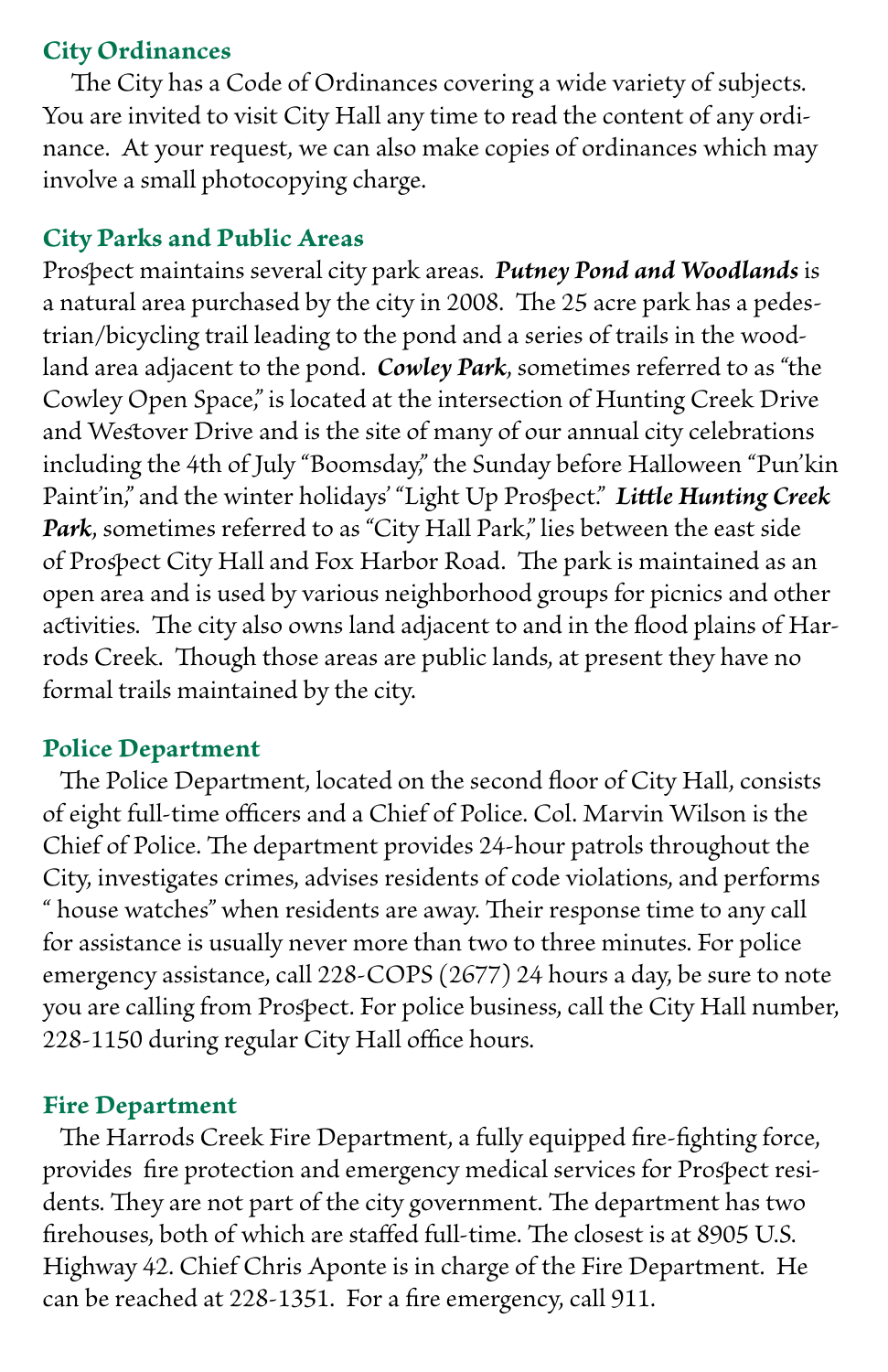## City Ordinances

The City has a Code of Ordinances covering a wide variety of subjects. You are invited to visit City Hall any time to read the content of any ordinance. At your request, we can also make copies of ordinances which may involve a small photocopying charge.

## City Parks and Public Areas

Prospect maintains several city park areas. ***Putney Pond and Woodlands*** is a natural area purchased by the city in 2008. The 25 acre park has a pedestrian/bicycling trail leading to the pond and a series of trails in the woodland area adjacent to the pond. ***Cowley Park***, sometimes referred to as "the Cowley Open Space," is located at the intersection of Hunting Creek Drive and Westover Drive and is the site of many of our annual city celebrations including the 4th of July "Boomsday," the Sunday before Halloween "Pun'kin Paint'in," and the winter holidays' "Light Up Prospect." ***Little Hunting Creek Park***, sometimes referred to as "City Hall Park," lies between the east side of Prospect City Hall and Fox Harbor Road. The park is maintained as an open area and is used by various neighborhood groups for picnics and other activities. The city also owns land adjacent to and in the flood plains of Harrods Creek. Though those areas are public lands, at present they have no formal trails maintained by the city.

## Police Department

The Police Department, located on the second floor of City Hall, consists of eight full-time officers and a Chief of Police. Col. Marvin Wilson is the Chief of Police. The department provides 24-hour patrols throughout the City, investigates crimes, advises residents of code violations, and performs " house watches" when residents are away. Their response time to any call for assistance is usually never more than two to three minutes. For police emergency assistance, call 228-COPS (2677) 24 hours a day, be sure to note you are calling from Prospect. For police business, call the City Hall number, 228-1150 during regular City Hall office hours.

## Fire Department

The Harrods Creek Fire Department, a fully equipped fire-fighting force, provides fire protection and emergency medical services for Prospect residents. They are not part of the city government. The department has two firehouses, both of which are staffed full-time. The closest is at 8905 U.S. Highway 42. Chief Chris Aponte is in charge of the Fire Department. He can be reached at 228-1351. For a fire emergency, call 911.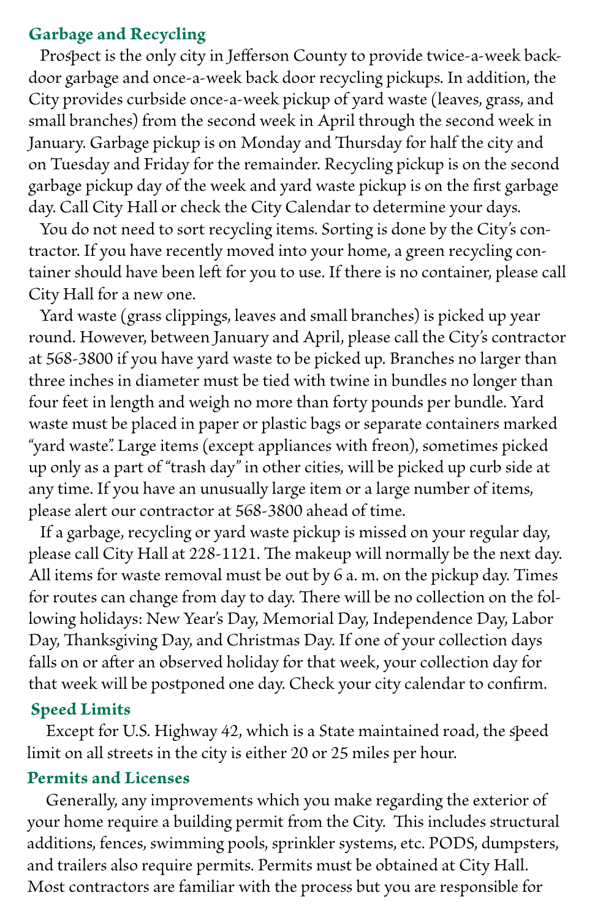## Garbage and Recycling

Prospect is the only city in Jefferson County to provide twice-a-week back-door garbage and once-a-week back door recycling pickups. In addition, the City provides curbside once-a-week pickup of yard waste (leaves, grass, and small branches) from the second week in April through the second week in January. Garbage pickup is on Monday and Thursday for half the city and on Tuesday and Friday for the remainder. Recycling pickup is on the second garbage pickup day of the week and yard waste pickup is on the first garbage day. Call City Hall or check the City Calendar to determine your days.

You do not need to sort recycling items. Sorting is done by the City's contractor. If you have recently moved into your home, a green recycling container should have been left for you to use. If there is no container, please call City Hall for a new one.

Yard waste (grass clippings, leaves and small branches) is picked up year round. However, between January and April, please call the City's contractor at 568-3800 if you have yard waste to be picked up. Branches no larger than three inches in diameter must be tied with twine in bundles no longer than four feet in length and weigh no more than forty pounds per bundle. Yard waste must be placed in paper or plastic bags or separate containers marked "yard waste". Large items (except appliances with freon), sometimes picked up only as a part of "trash day" in other cities, will be picked up curb side at any time. If you have an unusually large item or a large number of items, please alert our contractor at 568-3800 ahead of time.

If a garbage, recycling or yard waste pickup is missed on your regular day, please call City Hall at 228-1121. The makeup will normally be the next day. All items for waste removal must be out by 6 a. m. on the pickup day. Times for routes can change from day to day. There will be no collection on the following holidays: New Year's Day, Memorial Day, Independence Day, Labor Day, Thanksgiving Day, and Christmas Day. If one of your collection days falls on or after an observed holiday for that week, your collection day for that week will be postponed one day. Check your city calendar to confirm.

## Speed Limits

Except for U.S. Highway 42, which is a State maintained road, the speed limit on all streets in the city is either 20 or 25 miles per hour.

## Permits and Licenses

Generally, any improvements which you make regarding the exterior of your home require a building permit from the City. This includes structural additions, fences, swimming pools, sprinkler systems, etc. PODS, dumpsters, and trailers also require permits. Permits must be obtained at City Hall. Most contractors are familiar with the process but you are responsible for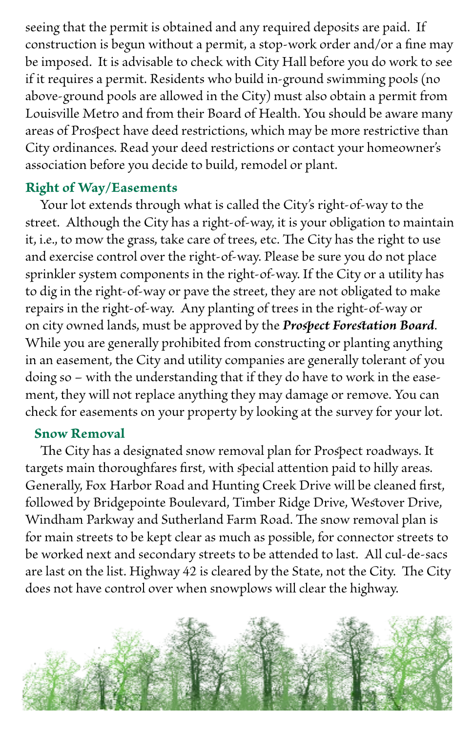seeing that the permit is obtained and any required deposits are paid. If construction is begun without a permit, a stop-work order and/or a fine may be imposed. It is advisable to check with City Hall before you do work to see if it requires a permit. Residents who build in-ground swimming pools (no above-ground pools are allowed in the City) must also obtain a permit from Louisville Metro and from their Board of Health. You should be aware many areas of Prospect have deed restrictions, which may be more restrictive than City ordinances. Read your deed restrictions or contact your homeowner's association before you decide to build, remodel or plant.

## Right of Way/Easements

Your lot extends through what is called the City's right-of-way to the street. Although the City has a right-of-way, it is your obligation to maintain it, i.e., to mow the grass, take care of trees, etc. The City has the right to use and exercise control over the right-of-way. Please be sure you do not place sprinkler system components in the right-of-way. If the City or a utility has to dig in the right-of-way or pave the street, they are not obligated to make repairs in the right-of-way. Any planting of trees in the right-of-way or on city owned lands, must be approved by the ***Prospect Forestation Board***. While you are generally prohibited from constructing or planting anything in an easement, the City and utility companies are generally tolerant of you doing so – with the understanding that if they do have to work in the easement, they will not replace anything they may damage or remove. You can check for easements on your property by looking at the survey for your lot.

## Snow Removal

The City has a designated snow removal plan for Prospect roadways. It targets main thoroughfares first, with special attention paid to hilly areas. Generally, Fox Harbor Road and Hunting Creek Drive will be cleaned first, followed by Bridgepointe Boulevard, Timber Ridge Drive, Westover Drive, Windham Parkway and Sutherland Farm Road. The snow removal plan is for main streets to be kept clear as much as possible, for connector streets to be worked next and secondary streets to be attended to last. All cul-de-sacs are last on the list. Highway 42 is cleared by the State, not the City. The City does not have control over when snowplows will clear the highway.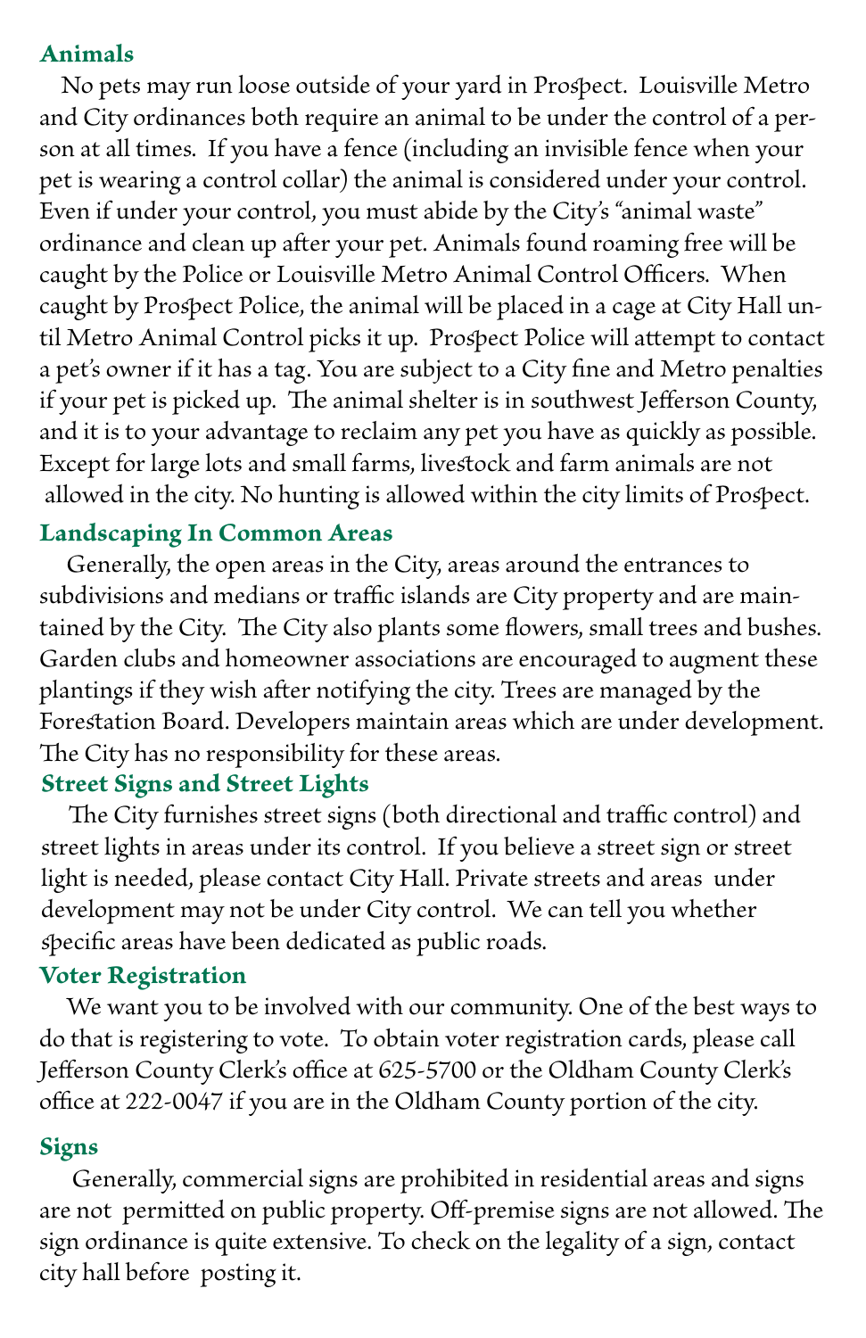## Animals

No pets may run loose outside of your yard in Prospect. Louisville Metro and City ordinances both require an animal to be under the control of a person at all times. If you have a fence (including an invisible fence when your pet is wearing a control collar) the animal is considered under your control. Even if under your control, you must abide by the City's "animal waste" ordinance and clean up after your pet. Animals found roaming free will be caught by the Police or Louisville Metro Animal Control Officers. When caught by Prospect Police, the animal will be placed in a cage at City Hall until Metro Animal Control picks it up. Prospect Police will attempt to contact a pet's owner if it has a tag. You are subject to a City fine and Metro penalties if your pet is picked up. The animal shelter is in southwest Jefferson County, and it is to your advantage to reclaim any pet you have as quickly as possible. Except for large lots and small farms, livestock and farm animals are not allowed in the city. No hunting is allowed within the city limits of Prospect.

## Landscaping In Common Areas

Generally, the open areas in the City, areas around the entrances to subdivisions and medians or traffic islands are City property and are maintained by the City. The City also plants some flowers, small trees and bushes. Garden clubs and homeowner associations are encouraged to augment these plantings if they wish after notifying the city. Trees are managed by the Forestation Board. Developers maintain areas which are under development. The City has no responsibility for these areas.

## Street Signs and Street Lights

The City furnishes street signs (both directional and traffic control) and street lights in areas under its control. If you believe a street sign or street light is needed, please contact City Hall. Private streets and areas under development may not be under City control. We can tell you whether specific areas have been dedicated as public roads.

## Voter Registration

We want you to be involved with our community. One of the best ways to do that is registering to vote. To obtain voter registration cards, please call Jefferson County Clerk's office at 625-5700 or the Oldham County Clerk's office at 222-0047 if you are in the Oldham County portion of the city.

## Signs

Generally, commercial signs are prohibited in residential areas and signs are not permitted on public property. Off-premise signs are not allowed. The sign ordinance is quite extensive. To check on the legality of a sign, contact city hall before posting it.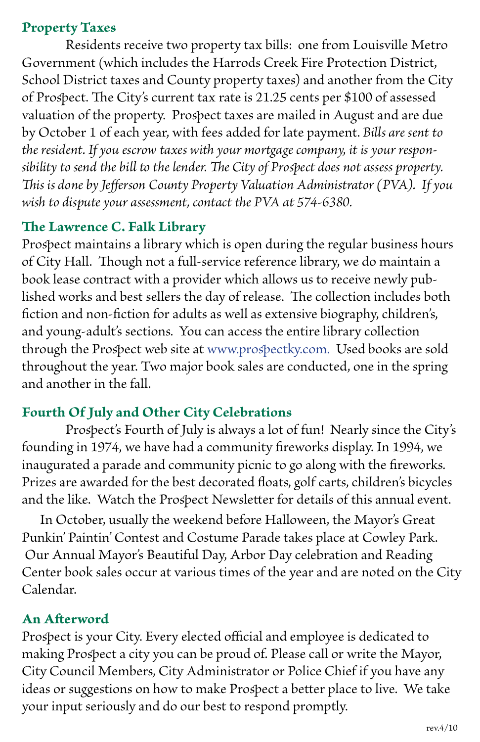## Property Taxes

Residents receive two property tax bills: one from Louisville Metro Government (which includes the Harrods Creek Fire Protection District, School District taxes and County property taxes) and another from the City of Prospect. The City's current tax rate is 21.25 cents per $100 of assessed valuation of the property. Prospect taxes are mailed in August and are due by October 1 of each year, with fees added for late payment. *Bills are sent to the resident. If you escrow taxes with your mortgage company, it is your responsibility to send the bill to the lender. The City of Prospect does not assess property. This is done by Jefferson County Property Valuation Administrator (PVA). If you wish to dispute your assessment, contact the PVA at 574-6380.*

## The Lawrence C. Falk Library

Prospect maintains a library which is open during the regular business hours of City Hall. Though not a full-service reference library, we do maintain a book lease contract with a provider which allows us to receive newly published works and best sellers the day of release. The collection includes both fiction and non-fiction for adults as well as extensive biography, children's, and young-adult's sections. You can access the entire library collection through the Prospect web site at www.prospectky.com. Used books are sold throughout the year. Two major book sales are conducted, one in the spring and another in the fall.

## Fourth Of July and Other City Celebrations

Prospect's Fourth of July is always a lot of fun! Nearly since the City's founding in 1974, we have had a community fireworks display. In 1994, we inaugurated a parade and community picnic to go along with the fireworks. Prizes are awarded for the best decorated floats, golf carts, children's bicycles and the like. Watch the Prospect Newsletter for details of this annual event.

In October, usually the weekend before Halloween, the Mayor's Great Punkin' Paintin' Contest and Costume Parade takes place at Cowley Park. Our Annual Mayor's Beautiful Day, Arbor Day celebration and Reading Center book sales occur at various times of the year and are noted on the City Calendar.

## An Afterword

Prospect is your City. Every elected official and employee is dedicated to making Prospect a city you can be proud of. Please call or write the Mayor, City Council Members, City Administrator or Police Chief if you have any ideas or suggestions on how to make Prospect a better place to live. We take your input seriously and do our best to respond promptly.

rev.4/10